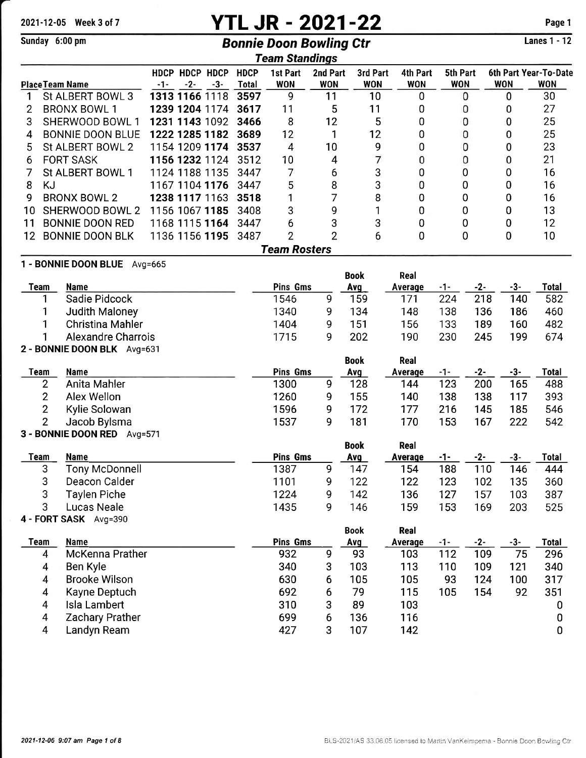# YTL JR - 2021-22

2021-12-05 Week 3 of 7

Sunday 6:00 pm

## Bonnie Doon Bowling Ctr

Lanes 1 - 12

### Team Standings

| Place | Team Name | HDCP -1- | HDCP -2- | HDCP -3- | HDCP Total | 1st Part WON | 2nd Part WON | 3rd Part WON | 4th Part WON | 5th Part WON | 6th Part WON | Year-To-Date WON |
|---|---|---|---|---|---|---|---|---|---|---|---|---|
| 1 | St ALBERT BOWL 3 | **1313** | **1166** | 1118 | **3597** | 9 | 11 | 10 | 0 | 0 | 0 | 30 |
| 2 | BRONX BOWL 1 | **1239** | **1204** | 1174 | **3617** | 11 | 5 | 11 | 0 | 0 | 0 | 27 |
| 3 | SHERWOOD BOWL 1 | **1231** | **1143** | 1092 | **3466** | 8 | 12 | 5 | 0 | 0 | 0 | 25 |
| 4 | BONNIE DOON BLUE | **1222** | **1285** | **1182** | **3689** | 12 | 1 | 12 | 0 | 0 | 0 | 25 |
| 5 | St ALBERT BOWL 2 | 1154 | 1209 | **1174** | **3537** | 4 | 10 | 9 | 0 | 0 | 0 | 23 |
| 6 | FORT SASK | **1156** | **1232** | 1124 | 3512 | 10 | 4 | 7 | 0 | 0 | 0 | 21 |
| 7 | St ALBERT BOWL 1 | 1124 | 1188 | 1135 | 3447 | 7 | 6 | 3 | 0 | 0 | 0 | 16 |
| 8 | KJ | 1167 | 1104 | **1176** | 3447 | 5 | 8 | 3 | 0 | 0 | 0 | 16 |
| 9 | BRONX BOWL 2 | **1238** | 1117 | 1163 | **3518** | 1 | 7 | 8 | 0 | 0 | 0 | 16 |
| 10 | SHERWOOD BOWL 2 | 1156 | 1067 | **1185** | 3408 | 3 | 9 | 1 | 0 | 0 | 0 | 13 |
| 11 | BONNIE DOON RED | 1168 | 1115 | **1164** | 3447 | 6 | 3 | 3 | 0 | 0 | 0 | 12 |
| 12 | BONNIE DOON BLK | 1136 | 1156 | **1195** | 3487 | 2 | 2 | 6 | 0 | 0 | 0 | 10 |

### Team Rosters

**1 - BONNIE DOON BLUE** Avg=665

| Team | Name | Pins | Gms | Book Avg | Real Average | -1- | -2- | -3- | Total |
|---|---|---|---|---|---|---|---|---|---|
| 1 | Sadie Pidcock | 1546 | 9 | 159 | 171 | 224 | 218 | 140 | 582 |
| 1 | Judith Maloney | 1340 | 9 | 134 | 148 | 138 | 136 | 186 | 460 |
| 1 | Christina Mahler | 1404 | 9 | 151 | 156 | 133 | 189 | 160 | 482 |
| 1 | Alexandre Charrois | 1715 | 9 | 202 | 190 | 230 | 245 | 199 | 674 |

**2 - BONNIE DOON BLK** Avg=631

| Team | Name | Pins | Gms | Book Avg | Real Average | -1- | -2- | -3- | Total |
|---|---|---|---|---|---|---|---|---|---|
| 2 | Anita Mahler | 1300 | 9 | 128 | 144 | 123 | 200 | 165 | 488 |
| 2 | Alex Wellon | 1260 | 9 | 155 | 140 | 138 | 138 | 117 | 393 |
| 2 | Kylie Solowan | 1596 | 9 | 172 | 177 | 216 | 145 | 185 | 546 |
| 2 | Jacob Bylsma | 1537 | 9 | 181 | 170 | 153 | 167 | 222 | 542 |

**3 - BONNIE DOON RED** Avg=571

| Team | Name | Pins | Gms | Book Avg | Real Average | -1- | -2- | -3- | Total |
|---|---|---|---|---|---|---|---|---|---|
| 3 | Tony McDonnell | 1387 | 9 | 147 | 154 | 188 | 110 | 146 | 444 |
| 3 | Deacon Calder | 1101 | 9 | 122 | 122 | 123 | 102 | 135 | 360 |
| 3 | Taylen Piche | 1224 | 9 | 142 | 136 | 127 | 157 | 103 | 387 |
| 3 | Lucas Neale | 1435 | 9 | 146 | 159 | 153 | 169 | 203 | 525 |

**4 - FORT SASK** Avg=390

| Team | Name | Pins | Gms | Book Avg | Real Average | -1- | -2- | -3- | Total |
|---|---|---|---|---|---|---|---|---|---|
| 4 | McKenna Prather | 932 | 9 | 93 | 103 | 112 | 109 | 75 | 296 |
| 4 | Ben Kyle | 340 | 3 | 103 | 113 | 110 | 109 | 121 | 340 |
| 4 | Brooke Wilson | 630 | 6 | 105 | 105 | 93 | 124 | 100 | 317 |
| 4 | Kayne Deptuch | 692 | 6 | 79 | 115 | 105 | 154 | 92 | 351 |
| 4 | Isla Lambert | 310 | 3 | 89 | 103 | | | | 0 |
| 4 | Zachary Prather | 699 | 6 | 136 | 116 | | | | 0 |
| 4 | Landyn Ream | 427 | 3 | 107 | 142 | | | | 0 |

2021-12-06 9:07 am

BLS-2021/AS 33.06.05 licensed to Martin VanKeimpema - Bonnie Doon Bowling Ctr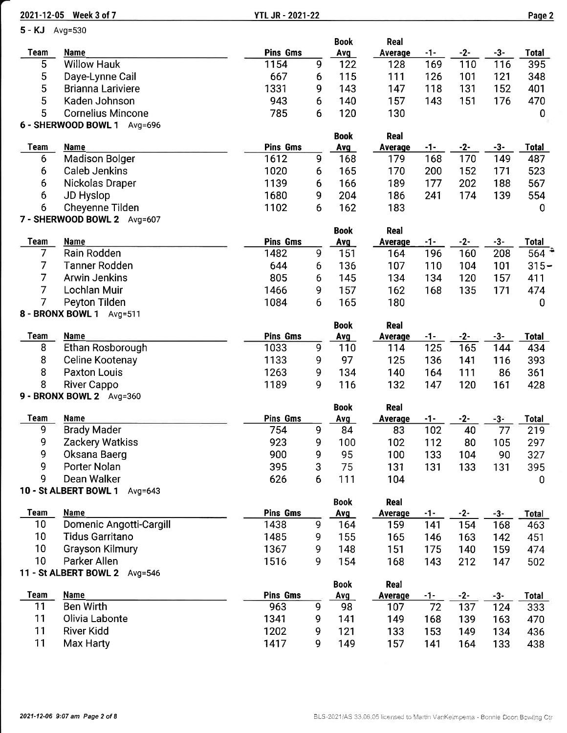### 5 - KJ Avg=530

| Team | Name | Pins | Gms | Book Avg | Real Average | -1- | -2- | -3- | Total |
|---|---|---|---|---|---|---|---|---|---|
| 5 | Willow Hauk | 1154 | 9 | 122 | 128 | 169 | 110 | 116 | 395 |
| 5 | Daye-Lynne Cail | 667 | 6 | 115 | 111 | 126 | 101 | 121 | 348 |
| 5 | Brianna Lariviere | 1331 | 9 | 143 | 147 | 118 | 131 | 152 | 401 |
| 5 | Kaden Johnson | 943 | 6 | 140 | 157 | 143 | 151 | 176 | 470 |
| 5 | Cornelius Mincone | 785 | 6 | 120 | 130 | | | | 0 |

### 6 - SHERWOOD BOWL 1 Avg=696

| Team | Name | Pins | Gms | Book Avg | Real Average | -1- | -2- | -3- | Total |
|---|---|---|---|---|---|---|---|---|---|
| 6 | Madison Bolger | 1612 | 9 | 168 | 179 | 168 | 170 | 149 | 487 |
| 6 | Caleb Jenkins | 1020 | 6 | 165 | 170 | 200 | 152 | 171 | 523 |
| 6 | Nickolas Draper | 1139 | 6 | 166 | 189 | 177 | 202 | 188 | 567 |
| 6 | JD Hyslop | 1680 | 9 | 204 | 186 | 241 | 174 | 139 | 554 |
| 6 | Cheyenne Tilden | 1102 | 6 | 162 | 183 | | | | 0 |

### 7 - SHERWOOD BOWL 2 Avg=607

| Team | Name | Pins | Gms | Book Avg | Real Average | -1- | -2- | -3- | Total |
|---|---|---|---|---|---|---|---|---|---|
| 7 | Rain Rodden | 1482 | 9 | 151 | 164 | 196 | 160 | 208 | 564 |
| 7 | Tanner Rodden | 644 | 6 | 136 | 107 | 110 | 104 | 101 | 315 |
| 7 | Arwin Jenkins | 805 | 6 | 145 | 134 | 134 | 120 | 157 | 411 |
| 7 | Lochlan Muir | 1466 | 9 | 157 | 162 | 168 | 135 | 171 | 474 |
| 7 | Peyton Tilden | 1084 | 6 | 165 | 180 | | | | 0 |

### 8 - BRONX BOWL 1 Avg=511

| Team | Name | Pins | Gms | Book Avg | Real Average | -1- | -2- | -3- | Total |
|---|---|---|---|---|---|---|---|---|---|
| 8 | Ethan Rosborough | 1033 | 9 | 110 | 114 | 125 | 165 | 144 | 434 |
| 8 | Celine Kootenay | 1133 | 9 | 97 | 125 | 136 | 141 | 116 | 393 |
| 8 | Paxton Louis | 1263 | 9 | 134 | 140 | 164 | 111 | 86 | 361 |
| 8 | River Cappo | 1189 | 9 | 116 | 132 | 147 | 120 | 161 | 428 |

### 9 - BRONX BOWL 2 Avg=360

| Team | Name | Pins | Gms | Book Avg | Real Average | -1- | -2- | -3- | Total |
|---|---|---|---|---|---|---|---|---|---|
| 9 | Brady Mader | 754 | 9 | 84 | 83 | 102 | 40 | 77 | 219 |
| 9 | Zackery Watkiss | 923 | 9 | 100 | 102 | 112 | 80 | 105 | 297 |
| 9 | Oksana Baerg | 900 | 9 | 95 | 100 | 133 | 104 | 90 | 327 |
| 9 | Porter Nolan | 395 | 3 | 75 | 131 | 131 | 133 | 131 | 395 |
| 9 | Dean Walker | 626 | 6 | 111 | 104 | | | | 0 |

### 10 - St ALBERT BOWL 1 Avg=643

| Team | Name | Pins | Gms | Book Avg | Real Average | -1- | -2- | -3- | Total |
|---|---|---|---|---|---|---|---|---|---|
| 10 | Domenic Angotti-Cargill | 1438 | 9 | 164 | 159 | 141 | 154 | 168 | 463 |
| 10 | Tidus Garritano | 1485 | 9 | 155 | 165 | 146 | 163 | 142 | 451 |
| 10 | Grayson Kilmury | 1367 | 9 | 148 | 151 | 175 | 140 | 159 | 474 |
| 10 | Parker Allen | 1516 | 9 | 154 | 168 | 143 | 212 | 147 | 502 |

### 11 - St ALBERT BOWL 2 Avg=546

| Team | Name | Pins | Gms | Book Avg | Real Average | -1- | -2- | -3- | Total |
|---|---|---|---|---|---|---|---|---|---|
| 11 | Ben Wirth | 963 | 9 | 98 | 107 | 72 | 137 | 124 | 333 |
| 11 | Olivia Labonte | 1341 | 9 | 141 | 149 | 168 | 139 | 163 | 470 |
| 11 | River Kidd | 1202 | 9 | 121 | 133 | 153 | 149 | 134 | 436 |
| 11 | Max Harty | 1417 | 9 | 149 | 157 | 141 | 164 | 133 | 438 |

BLS-2021/AS 33.06.05 licensed to Martin VanKeimpema - Bonnie Doon Bowling Ctr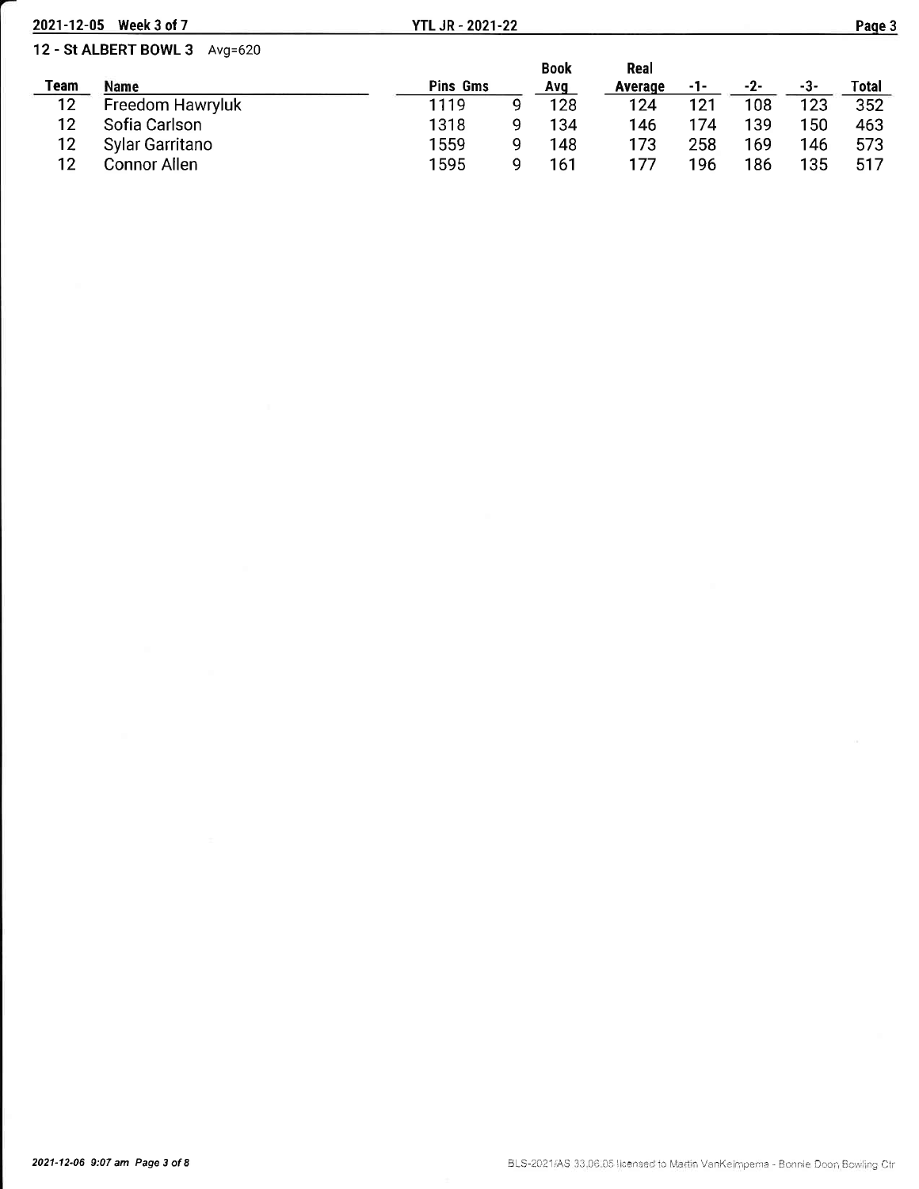## 12 - St ALBERT BOWL 3 Avg=620

| Team | Name | Pins | Gms | Book Avg | Real Average | -1- | -2- | -3- | Total |
|---|---|---|---|---|---|---|---|---|---|
| 12 | Freedom Hawryluk | 1119 | 9 | 128 | 124 | 121 | 108 | 123 | 352 |
| 12 | Sofia Carlson | 1318 | 9 | 134 | 146 | 174 | 139 | 150 | 463 |
| 12 | Sylar Garritano | 1559 | 9 | 148 | 173 | 258 | 169 | 146 | 573 |
| 12 | Connor Allen | 1595 | 9 | 161 | 177 | 196 | 186 | 135 | 517 |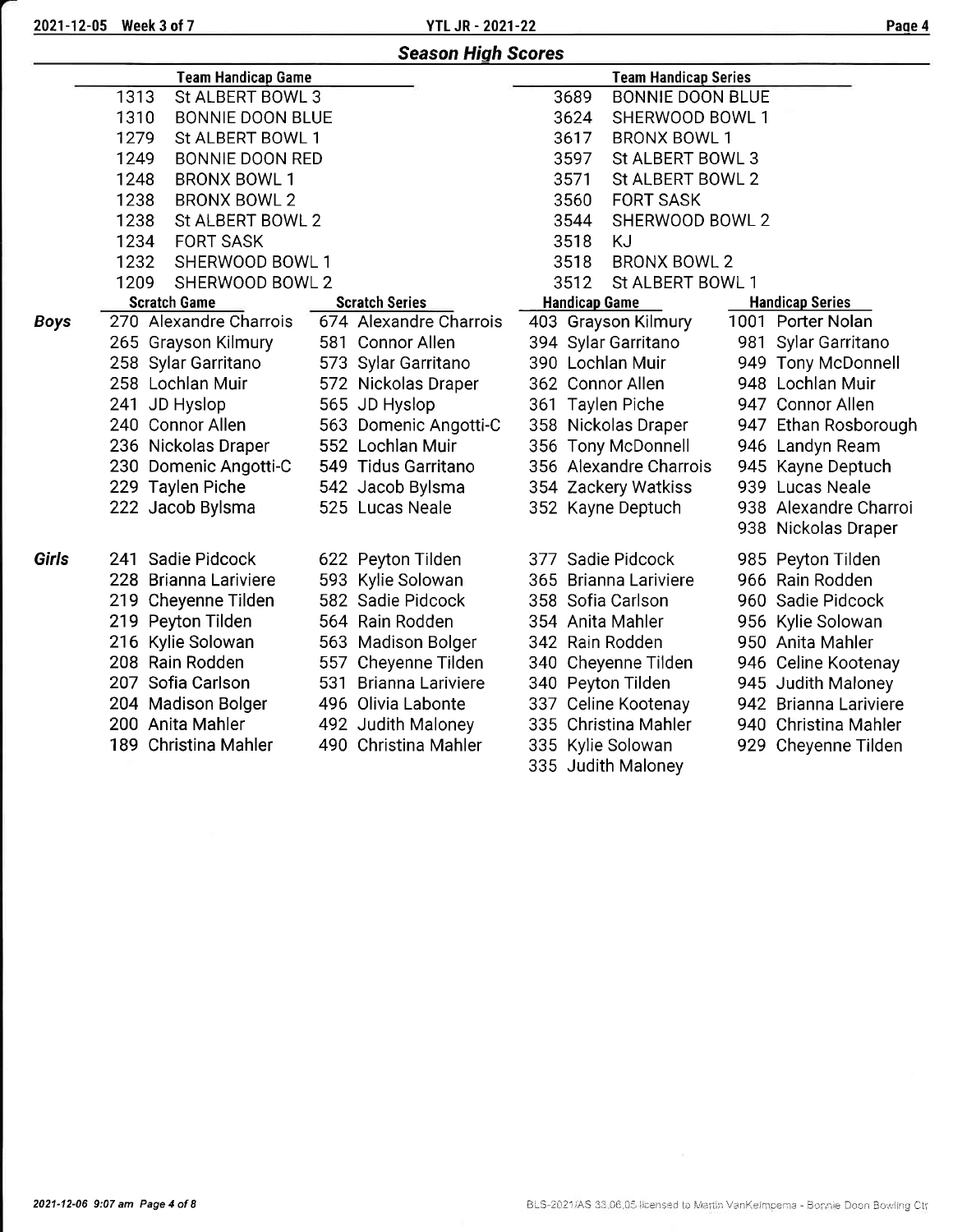## Season High Scores

| Team Handicap Game | | Team Handicap Series | |
|---|---|---|---|
| 1313 | St ALBERT BOWL 3 | 3689 | BONNIE DOON BLUE |
| 1310 | BONNIE DOON BLUE | 3624 | SHERWOOD BOWL 1 |
| 1279 | St ALBERT BOWL 1 | 3617 | BRONX BOWL 1 |
| 1249 | BONNIE DOON RED | 3597 | St ALBERT BOWL 3 |
| 1248 | BRONX BOWL 1 | 3571 | St ALBERT BOWL 2 |
| 1238 | BRONX BOWL 2 | 3560 | FORT SASK |
| 1238 | St ALBERT BOWL 2 | 3544 | SHERWOOD BOWL 2 |
| 1234 | FORT SASK | 3518 | KJ |
| 1232 | SHERWOOD BOWL 1 | 3518 | BRONX BOWL 2 |
| 1209 | SHERWOOD BOWL 2 | 3512 | St ALBERT BOWL 1 |

| | Scratch Game | Scratch Series | Handicap Game | Handicap Series |
|---|---|---|---|---|
| **Boys** | 270 Alexandre Charrois | 674 Alexandre Charrois | 403 Grayson Kilmury | 1001 Porter Nolan |
| | 265 Grayson Kilmury | 581 Connor Allen | 394 Sylar Garritano | 981 Sylar Garritano |
| | 258 Sylar Garritano | 573 Sylar Garritano | 390 Lochlan Muir | 949 Tony McDonnell |
| | 258 Lochlan Muir | 572 Nickolas Draper | 362 Connor Allen | 948 Lochlan Muir |
| | 241 JD Hyslop | 565 JD Hyslop | 361 Taylen Piche | 947 Connor Allen |
| | 240 Connor Allen | 563 Domenic Angotti-C | 358 Nickolas Draper | 947 Ethan Rosborough |
| | 236 Nickolas Draper | 552 Lochlan Muir | 356 Tony McDonnell | 946 Landyn Ream |
| | 230 Domenic Angotti-C | 549 Tidus Garritano | 356 Alexandre Charrois | 945 Kayne Deptuch |
| | 229 Taylen Piche | 542 Jacob Bylsma | 354 Zackery Watkiss | 939 Lucas Neale |
| | 222 Jacob Bylsma | 525 Lucas Neale | 352 Kayne Deptuch | 938 Alexandre Charroi |
| | | | | 938 Nickolas Draper |
| **Girls** | 241 Sadie Pidcock | 622 Peyton Tilden | 377 Sadie Pidcock | 985 Peyton Tilden |
| | 228 Brianna Lariviere | 593 Kylie Solowan | 365 Brianna Lariviere | 966 Rain Rodden |
| | 219 Cheyenne Tilden | 582 Sadie Pidcock | 358 Sofia Carlson | 960 Sadie Pidcock |
| | 219 Peyton Tilden | 564 Rain Rodden | 354 Anita Mahler | 956 Kylie Solowan |
| | 216 Kylie Solowan | 563 Madison Bolger | 342 Rain Rodden | 950 Anita Mahler |
| | 208 Rain Rodden | 557 Cheyenne Tilden | 340 Cheyenne Tilden | 946 Celine Kootenay |
| | 207 Sofia Carlson | 531 Brianna Lariviere | 340 Peyton Tilden | 945 Judith Maloney |
| | 204 Madison Bolger | 496 Olivia Labonte | 337 Celine Kootenay | 942 Brianna Lariviere |
| | 200 Anita Mahler | 492 Judith Maloney | 335 Christina Mahler | 940 Christina Mahler |
| | 189 Christina Mahler | 490 Christina Mahler | 335 Kylie Solowan | 929 Cheyenne Tilden |
| | | | 335 Judith Maloney | |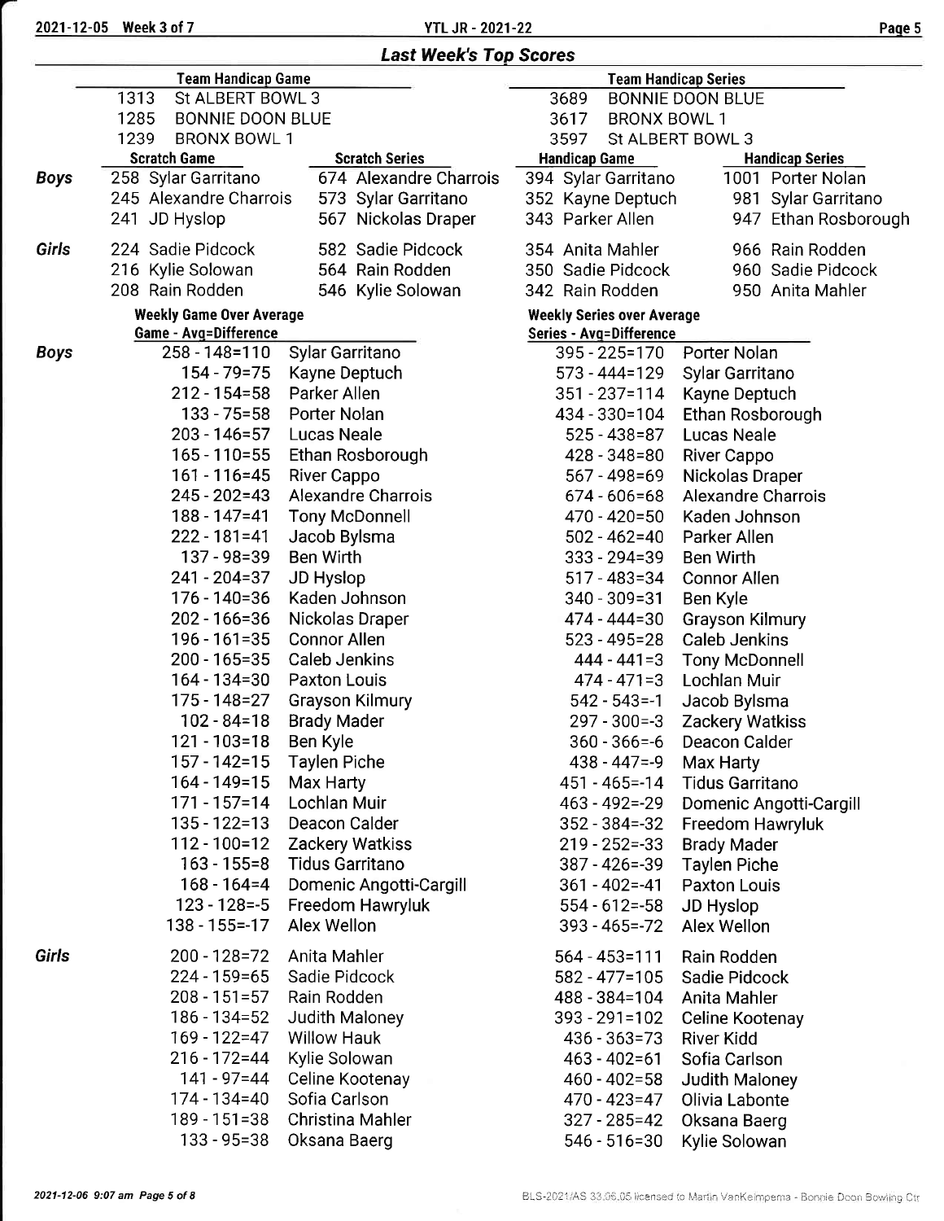## Last Week's Top Scores

| Team Handicap Game | | Team Handicap Series | |
|---|---|---|---|
| 1313 | St ALBERT BOWL 3 | 3689 | BONNIE DOON BLUE |
| 1285 | BONNIE DOON BLUE | 3617 | BRONX BOWL 1 |
| 1239 | BRONX BOWL 1 | 3597 | St ALBERT BOWL 3 |

| | Scratch Game | Scratch Series | Handicap Game | Handicap Series |
|---|---|---|---|---|
| **Boys** | 258 Sylar Garritano | 674 Alexandre Charrois | 394 Sylar Garritano | 1001 Porter Nolan |
| | 245 Alexandre Charrois | 573 Sylar Garritano | 352 Kayne Deptuch | 981 Sylar Garritano |
| | 241 JD Hyslop | 567 Nickolas Draper | 343 Parker Allen | 947 Ethan Rosborough |
| **Girls** | 224 Sadie Pidcock | 582 Sadie Pidcock | 354 Anita Mahler | 966 Rain Rodden |
| | 216 Kylie Solowan | 564 Rain Rodden | 350 Sadie Pidcock | 960 Sadie Pidcock |
| | 208 Rain Rodden | 546 Kylie Solowan | 342 Rain Rodden | 950 Anita Mahler |

### Weekly Game Over Average / Weekly Series over Average

| | Game - Avg=Difference | | Series - Avg=Difference | |
|---|---|---|---|---|
| **Boys** | 258 - 148=110 | Sylar Garritano | 395 - 225=170 | Porter Nolan |
| | 154 - 79=75 | Kayne Deptuch | 573 - 444=129 | Sylar Garritano |
| | 212 - 154=58 | Parker Allen | 351 - 237=114 | Kayne Deptuch |
| | 133 - 75=58 | Porter Nolan | 434 - 330=104 | Ethan Rosborough |
| | 203 - 146=57 | Lucas Neale | 525 - 438=87 | Lucas Neale |
| | 165 - 110=55 | Ethan Rosborough | 428 - 348=80 | River Cappo |
| | 161 - 116=45 | River Cappo | 567 - 498=69 | Nickolas Draper |
| | 245 - 202=43 | Alexandre Charrois | 674 - 606=68 | Alexandre Charrois |
| | 188 - 147=41 | Tony McDonnell | 470 - 420=50 | Kaden Johnson |
| | 222 - 181=41 | Jacob Bylsma | 502 - 462=40 | Parker Allen |
| | 137 - 98=39 | Ben Wirth | 333 - 294=39 | Ben Wirth |
| | 241 - 204=37 | JD Hyslop | 517 - 483=34 | Connor Allen |
| | 176 - 140=36 | Kaden Johnson | 340 - 309=31 | Ben Kyle |
| | 202 - 166=36 | Nickolas Draper | 474 - 444=30 | Grayson Kilmury |
| | 196 - 161=35 | Connor Allen | 523 - 495=28 | Caleb Jenkins |
| | 200 - 165=35 | Caleb Jenkins | 444 - 441=3 | Tony McDonnell |
| | 164 - 134=30 | Paxton Louis | 474 - 471=3 | Lochlan Muir |
| | 175 - 148=27 | Grayson Kilmury | 542 - 543=-1 | Jacob Bylsma |
| | 102 - 84=18 | Brady Mader | 297 - 300=-3 | Zackery Watkiss |
| | 121 - 103=18 | Ben Kyle | 360 - 366=-6 | Deacon Calder |
| | 157 - 142=15 | Taylen Piche | 438 - 447=-9 | Max Harty |
| | 164 - 149=15 | Max Harty | 451 - 465=-14 | Tidus Garritano |
| | 171 - 157=14 | Lochlan Muir | 463 - 492=-29 | Domenic Angotti-Cargill |
| | 135 - 122=13 | Deacon Calder | 352 - 384=-32 | Freedom Hawryluk |
| | 112 - 100=12 | Zackery Watkiss | 219 - 252=-33 | Brady Mader |
| | 163 - 155=8 | Tidus Garritano | 387 - 426=-39 | Taylen Piche |
| | 168 - 164=4 | Domenic Angotti-Cargill | 361 - 402=-41 | Paxton Louis |
| | 123 - 128=-5 | Freedom Hawryluk | 554 - 612=-58 | JD Hyslop |
| | 138 - 155=-17 | Alex Wellon | 393 - 465=-72 | Alex Wellon |
| **Girls** | 200 - 128=72 | Anita Mahler | 564 - 453=111 | Rain Rodden |
| | 224 - 159=65 | Sadie Pidcock | 582 - 477=105 | Sadie Pidcock |
| | 208 - 151=57 | Rain Rodden | 488 - 384=104 | Anita Mahler |
| | 186 - 134=52 | Judith Maloney | 393 - 291=102 | Celine Kootenay |
| | 169 - 122=47 | Willow Hauk | 436 - 363=73 | River Kidd |
| | 216 - 172=44 | Kylie Solowan | 463 - 402=61 | Sofia Carlson |
| | 141 - 97=44 | Celine Kootenay | 460 - 402=58 | Judith Maloney |
| | 174 - 134=40 | Sofia Carlson | 470 - 423=47 | Olivia Labonte |
| | 189 - 151=38 | Christina Mahler | 327 - 285=42 | Oksana Baerg |
| | 133 - 95=38 | Oksana Baerg | 546 - 516=30 | Kylie Solowan |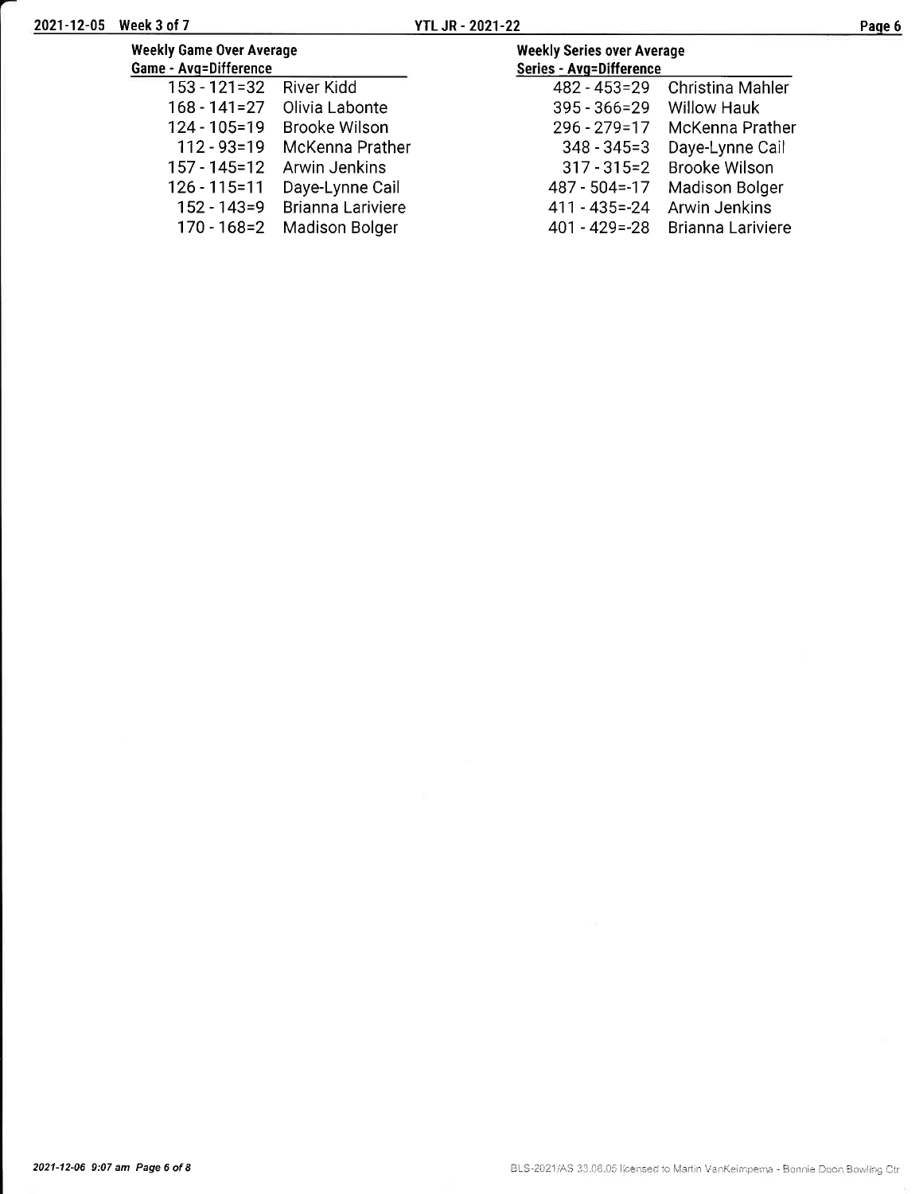## Weekly Game Over Average

| Game - Avg=Difference | |
|---|---|
| 153 - 121=32 | River Kidd |
| 168 - 141=27 | Olivia Labonte |
| 124 - 105=19 | Brooke Wilson |
| 112 - 93=19 | McKenna Prather |
| 157 - 145=12 | Arwin Jenkins |
| 126 - 115=11 | Daye-Lynne Cail |
| 152 - 143=9 | Brianna Lariviere |
| 170 - 168=2 | Madison Bolger |

## Weekly Series over Average

| Series - Avg=Difference | |
|---|---|
| 482 - 453=29 | Christina Mahler |
| 395 - 366=29 | Willow Hauk |
| 296 - 279=17 | McKenna Prather |
| 348 - 345=3 | Daye-Lynne Cail |
| 317 - 315=2 | Brooke Wilson |
| 487 - 504=-17 | Madison Bolger |
| 411 - 435=-24 | Arwin Jenkins |
| 401 - 429=-28 | Brianna Lariviere |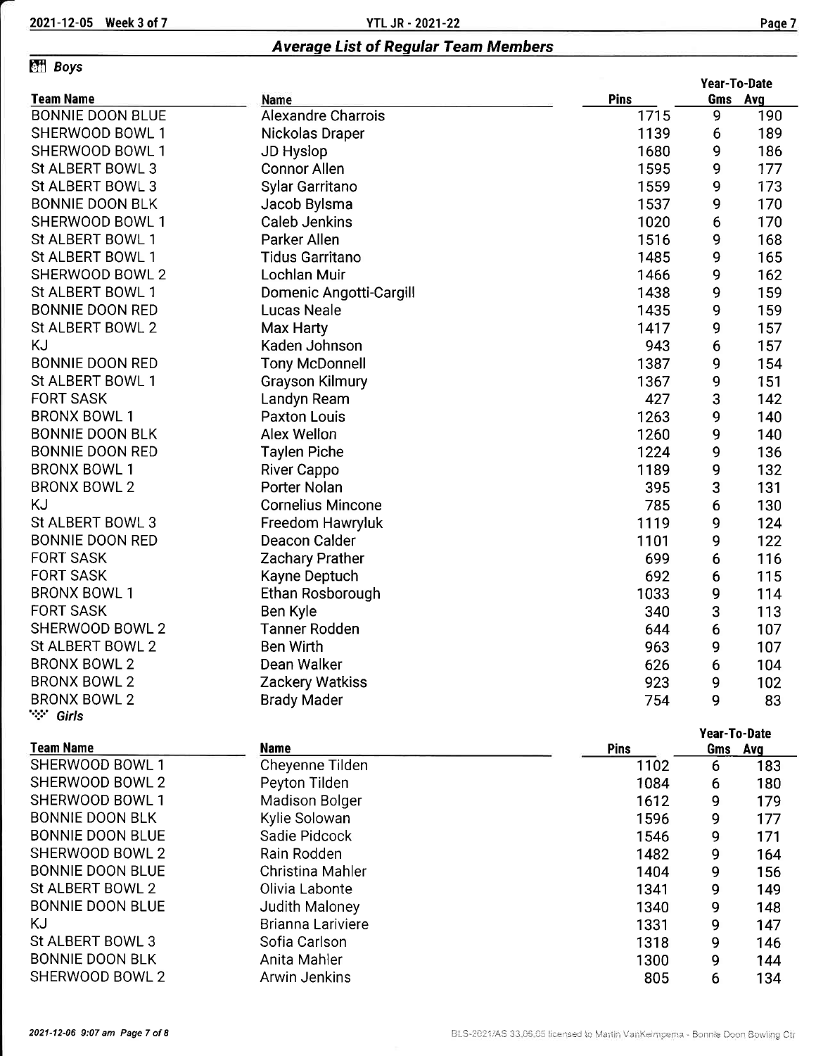## Average List of Regular Team Members

### Boys

| Team Name | Name | Pins | Year-To-Date Gms | Year-To-Date Avg |
|---|---|---|---|---|
| BONNIE DOON BLUE | Alexandre Charrois | 1715 | 9 | 190 |
| SHERWOOD BOWL 1 | Nickolas Draper | 1139 | 6 | 189 |
| SHERWOOD BOWL 1 | JD Hyslop | 1680 | 9 | 186 |
| St ALBERT BOWL 3 | Connor Allen | 1595 | 9 | 177 |
| St ALBERT BOWL 3 | Sylar Garritano | 1559 | 9 | 173 |
| BONNIE DOON BLK | Jacob Bylsma | 1537 | 9 | 170 |
| SHERWOOD BOWL 1 | Caleb Jenkins | 1020 | 6 | 170 |
| St ALBERT BOWL 1 | Parker Allen | 1516 | 9 | 168 |
| St ALBERT BOWL 1 | Tidus Garritano | 1485 | 9 | 165 |
| SHERWOOD BOWL 2 | Lochlan Muir | 1466 | 9 | 162 |
| St ALBERT BOWL 1 | Domenic Angotti-Cargill | 1438 | 9 | 159 |
| BONNIE DOON RED | Lucas Neale | 1435 | 9 | 159 |
| St ALBERT BOWL 2 | Max Harty | 1417 | 9 | 157 |
| KJ | Kaden Johnson | 943 | 6 | 157 |
| BONNIE DOON RED | Tony McDonnell | 1387 | 9 | 154 |
| St ALBERT BOWL 1 | Grayson Kilmury | 1367 | 9 | 151 |
| FORT SASK | Landyn Ream | 427 | 3 | 142 |
| BRONX BOWL 1 | Paxton Louis | 1263 | 9 | 140 |
| BONNIE DOON BLK | Alex Wellon | 1260 | 9 | 140 |
| BONNIE DOON RED | Taylen Piche | 1224 | 9 | 136 |
| BRONX BOWL 1 | River Cappo | 1189 | 9 | 132 |
| BRONX BOWL 2 | Porter Nolan | 395 | 3 | 131 |
| KJ | Cornelius Mincone | 785 | 6 | 130 |
| St ALBERT BOWL 3 | Freedom Hawryluk | 1119 | 9 | 124 |
| BONNIE DOON RED | Deacon Calder | 1101 | 9 | 122 |
| FORT SASK | Zachary Prather | 699 | 6 | 116 |
| FORT SASK | Kayne Deptuch | 692 | 6 | 115 |
| BRONX BOWL 1 | Ethan Rosborough | 1033 | 9 | 114 |
| FORT SASK | Ben Kyle | 340 | 3 | 113 |
| SHERWOOD BOWL 2 | Tanner Rodden | 644 | 6 | 107 |
| St ALBERT BOWL 2 | Ben Wirth | 963 | 9 | 107 |
| BRONX BOWL 2 | Dean Walker | 626 | 6 | 104 |
| BRONX BOWL 2 | Zackery Watkiss | 923 | 9 | 102 |
| BRONX BOWL 2 | Brady Mader | 754 | 9 | 83 |

### Girls

| Team Name | Name | Pins | Year-To-Date Gms | Year-To-Date Avg |
|---|---|---|---|---|
| SHERWOOD BOWL 1 | Cheyenne Tilden | 1102 | 6 | 183 |
| SHERWOOD BOWL 2 | Peyton Tilden | 1084 | 6 | 180 |
| SHERWOOD BOWL 1 | Madison Bolger | 1612 | 9 | 179 |
| BONNIE DOON BLK | Kylie Solowan | 1596 | 9 | 177 |
| BONNIE DOON BLUE | Sadie Pidcock | 1546 | 9 | 171 |
| SHERWOOD BOWL 2 | Rain Rodden | 1482 | 9 | 164 |
| BONNIE DOON BLUE | Christina Mahler | 1404 | 9 | 156 |
| St ALBERT BOWL 2 | Olivia Labonte | 1341 | 9 | 149 |
| BONNIE DOON BLUE | Judith Maloney | 1340 | 9 | 148 |
| KJ | Brianna Lariviere | 1331 | 9 | 147 |
| St ALBERT BOWL 3 | Sofia Carlson | 1318 | 9 | 146 |
| BONNIE DOON BLK | Anita Mahler | 1300 | 9 | 144 |
| SHERWOOD BOWL 2 | Arwin Jenkins | 805 | 6 | 134 |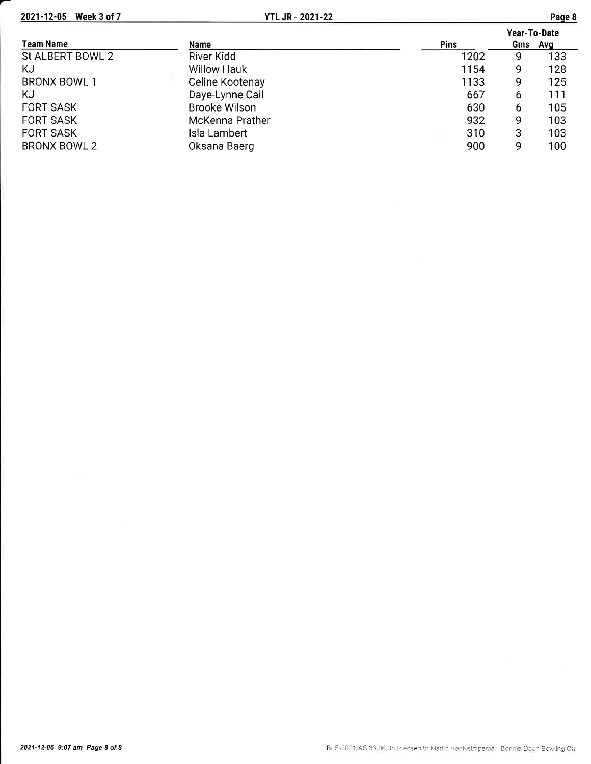| Team Name | Name | Pins | Year-To-Date | |
|---|---|---|---|---|
| | | | Gms | Avg |
| St ALBERT BOWL 2 | River Kidd | 1202 | 9 | 133 |
| KJ | Willow Hauk | 1154 | 9 | 128 |
| BRONX BOWL 1 | Celine Kootenay | 1133 | 9 | 125 |
| KJ | Daye-Lynne Cail | 667 | 6 | 111 |
| FORT SASK | Brooke Wilson | 630 | 6 | 105 |
| FORT SASK | McKenna Prather | 932 | 9 | 103 |
| FORT SASK | Isla Lambert | 310 | 3 | 103 |
| BRONX BOWL 2 | Oksana Baerg | 900 | 9 | 100 |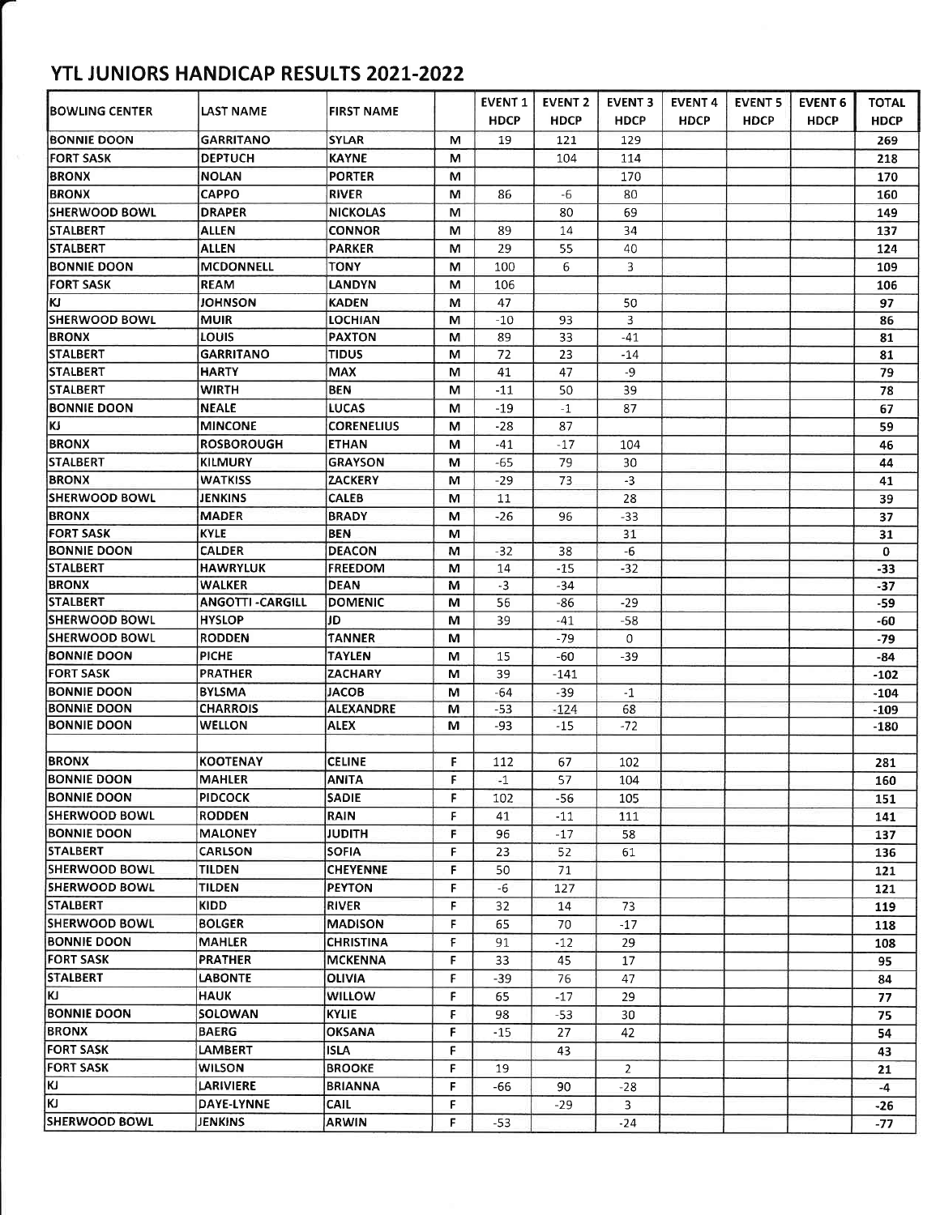## YTL JUNIORS HANDICAP RESULTS 2021-2022

| BOWLING CENTER | LAST NAME | FIRST NAME | | EVENT 1 HDCP | EVENT 2 HDCP | EVENT 3 HDCP | EVENT 4 HDCP | EVENT 5 HDCP | EVENT 6 HDCP | TOTAL HDCP |
|---|---|---|---|---|---|---|---|---|---|---|
| BONNIE DOON | GARRITANO | SYLAR | M | 19 | 121 | 129 | | | | 269 |
| FORT SASK | DEPTUCH | KAYNE | M | | 104 | 114 | | | | 218 |
| BRONX | NOLAN | PORTER | M | | | 170 | | | | 170 |
| BRONX | CAPPO | RIVER | M | 86 | -6 | 80 | | | | 160 |
| SHERWOOD BOWL | DRAPER | NICKOLAS | M | | 80 | 69 | | | | 149 |
| STALBERT | ALLEN | CONNOR | M | 89 | 14 | 34 | | | | 137 |
| STALBERT | ALLEN | PARKER | M | 29 | 55 | 40 | | | | 124 |
| BONNIE DOON | MCDONNELL | TONY | M | 100 | 6 | 3 | | | | 109 |
| FORT SASK | REAM | LANDYN | M | 106 | | | | | | 106 |
| KJ | JOHNSON | KADEN | M | 47 | | 50 | | | | 97 |
| SHERWOOD BOWL | MUIR | LOCHIAN | M | -10 | 93 | 3 | | | | 86 |
| BRONX | LOUIS | PAXTON | M | 89 | 33 | -41 | | | | 81 |
| STALBERT | GARRITANO | TIDUS | M | 72 | 23 | -14 | | | | 81 |
| STALBERT | HARTY | MAX | M | 41 | 47 | -9 | | | | 79 |
| STALBERT | WIRTH | BEN | M | -11 | 50 | 39 | | | | 78 |
| BONNIE DOON | NEALE | LUCAS | M | -19 | -1 | 87 | | | | 67 |
| KJ | MINCONE | CORENELIUS | M | -28 | 87 | | | | | 59 |
| BRONX | ROSBOROUGH | ETHAN | M | -41 | -17 | 104 | | | | 46 |
| STALBERT | KILMURY | GRAYSON | M | -65 | 79 | 30 | | | | 44 |
| BRONX | WATKISS | ZACKERY | M | -29 | 73 | -3 | | | | 41 |
| SHERWOOD BOWL | JENKINS | CALEB | M | 11 | | 28 | | | | 39 |
| BRONX | MADER | BRADY | M | -26 | 96 | -33 | | | | 37 |
| FORT SASK | KYLE | BEN | M | | | 31 | | | | 31 |
| BONNIE DOON | CALDER | DEACON | M | -32 | 38 | -6 | | | | 0 |
| STALBERT | HAWRYLUK | FREEDOM | M | 14 | -15 | -32 | | | | -33 |
| BRONX | WALKER | DEAN | M | -3 | -34 | | | | | -37 |
| STALBERT | ANGOTTI -CARGILL | DOMENIC | M | 56 | -86 | -29 | | | | -59 |
| SHERWOOD BOWL | HYSLOP | JD | M | 39 | -41 | -58 | | | | -60 |
| SHERWOOD BOWL | RODDEN | TANNER | M | | -79 | 0 | | | | -79 |
| BONNIE DOON | PICHE | TAYLEN | M | 15 | -60 | -39 | | | | -84 |
| FORT SASK | PRATHER | ZACHARY | M | 39 | -141 | | | | | -102 |
| BONNIE DOON | BYLSMA | JACOB | M | -64 | -39 | -1 | | | | -104 |
| BONNIE DOON | CHARROIS | ALEXANDRE | M | -53 | -124 | 68 | | | | -109 |
| BONNIE DOON | WELLON | ALEX | M | -93 | -15 | -72 | | | | -180 |
| | | | | | | | | | | |
| BRONX | KOOTENAY | CELINE | F | 112 | 67 | 102 | | | | 281 |
| BONNIE DOON | MAHLER | ANITA | F | -1 | 57 | 104 | | | | 160 |
| BONNIE DOON | PIDCOCK | SADIE | F | 102 | -56 | 105 | | | | 151 |
| SHERWOOD BOWL | RODDEN | RAIN | F | 41 | -11 | 111 | | | | 141 |
| BONNIE DOON | MALONEY | JUDITH | F | 96 | -17 | 58 | | | | 137 |
| STALBERT | CARLSON | SOFIA | F | 23 | 52 | 61 | | | | 136 |
| SHERWOOD BOWL | TILDEN | CHEYENNE | F | 50 | 71 | | | | | 121 |
| SHERWOOD BOWL | TILDEN | PEYTON | F | -6 | 127 | | | | | 121 |
| STALBERT | KIDD | RIVER | F | 32 | 14 | 73 | | | | 119 |
| SHERWOOD BOWL | BOLGER | MADISON | F | 65 | 70 | -17 | | | | 118 |
| BONNIE DOON | MAHLER | CHRISTINA | F | 91 | -12 | 29 | | | | 108 |
| FORT SASK | PRATHER | MCKENNA | F | 33 | 45 | 17 | | | | 95 |
| STALBERT | LABONTE | OLIVIA | F | -39 | 76 | 47 | | | | 84 |
| KJ | HAUK | WILLOW | F | 65 | -17 | 29 | | | | 77 |
| BONNIE DOON | SOLOWAN | KYLIE | F | 98 | -53 | 30 | | | | 75 |
| BRONX | BAERG | OKSANA | F | -15 | 27 | 42 | | | | 54 |
| FORT SASK | LAMBERT | ISLA | F | | 43 | | | | | 43 |
| FORT SASK | WILSON | BROOKE | F | 19 | | 2 | | | | 21 |
| KJ | LARIVIERE | BRIANNA | F | -66 | 90 | -28 | | | | -4 |
| KJ | DAYE-LYNNE | CAIL | F | | -29 | 3 | | | | -26 |
| SHERWOOD BOWL | JENKINS | ARWIN | F | -53 | | -24 | | | | -77 |